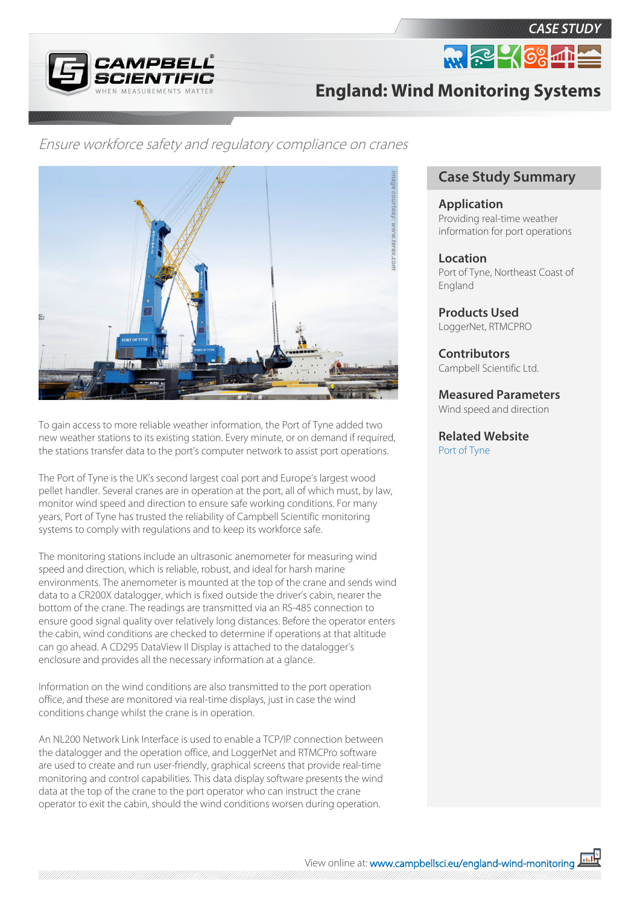CASE STUDY

# England: Wind Monitoring Systems

*Ensure workforce safety and regulatory compliance on cranes*

## Case Study Summary

**Application**
Providing real-time weather information for port operations

**Location**
Port of Tyne, Northeast Coast of England

**Products Used**
LoggerNet, RTMCPRO

**Contributors**
Campbell Scientific Ltd.

**Measured Parameters**
Wind speed and direction

**Related Website**
Port of Tyne

To gain access to more reliable weather information, the Port of Tyne added two new weather stations to its existing station. Every minute, or on demand if required, the stations transfer data to the port's computer network to assist port operations.

The Port of Tyne is the UK's second largest coal port and Europe's largest wood pellet handler. Several cranes are in operation at the port, all of which must, by law, monitor wind speed and direction to ensure safe working conditions. For many years, Port of Tyne has trusted the reliability of Campbell Scientific monitoring systems to comply with regulations and to keep its workforce safe.

The monitoring stations include an ultrasonic anemometer for measuring wind speed and direction, which is reliable, robust, and ideal for harsh marine environments. The anemometer is mounted at the top of the crane and sends wind data to a CR200X datalogger, which is fixed outside the driver's cabin, nearer the bottom of the crane. The readings are transmitted via an RS-485 connection to ensure good signal quality over relatively long distances. Before the operator enters the cabin, wind conditions are checked to determine if operations at that altitude can go ahead. A CD295 DataView II Display is attached to the datalogger's enclosure and provides all the necessary information at a glance.

Information on the wind conditions are also transmitted to the port operation office, and these are monitored via real-time displays, just in case the wind conditions change whilst the crane is in operation.

An NL200 Network Link Interface is used to enable a TCP/IP connection between the datalogger and the operation office, and LoggerNet and RTMCPro software are used to create and run user-friendly, graphical screens that provide real-time monitoring and control capabilities. This data display software presents the wind data at the top of the crane to the port operator who can instruct the crane operator to exit the cabin, should the wind conditions worsen during operation.

View online at: www.campbellsci.eu/england-wind-monitoring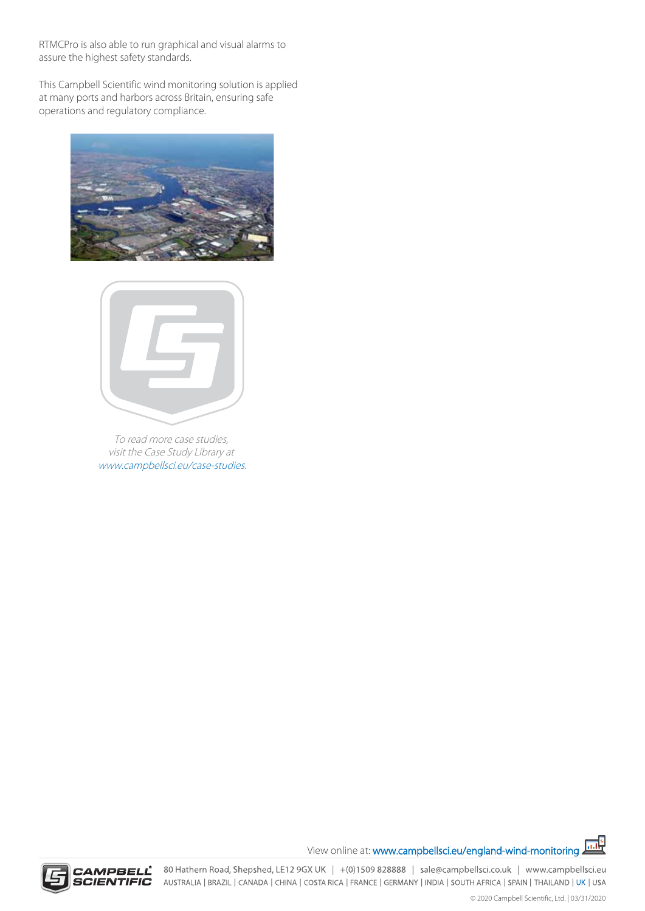RTMCPro is also able to run graphical and visual alarms to assure the highest safety standards.

This Campbell Scientific wind monitoring solution is applied at many ports and harbors across Britain, ensuring safe operations and regulatory compliance.

*To read more case studies, visit the Case Study Library at www.campbellsci.eu/case-studies.*

View online at: www.campbellsci.eu/england-wind-monitoring

80 Hathern Road, Shepshed, LE12 9GX UK | +(0)1509 828888 | sale@campbellsci.co.uk | www.campbellsci.eu

AUSTRALIA | BRAZIL | CANADA | CHINA | COSTA RICA | FRANCE | GERMANY | INDIA | SOUTH AFRICA | SPAIN | THAILAND | UK | USA

© 2020 Campbell Scientific, Ltd. | 03/31/2020